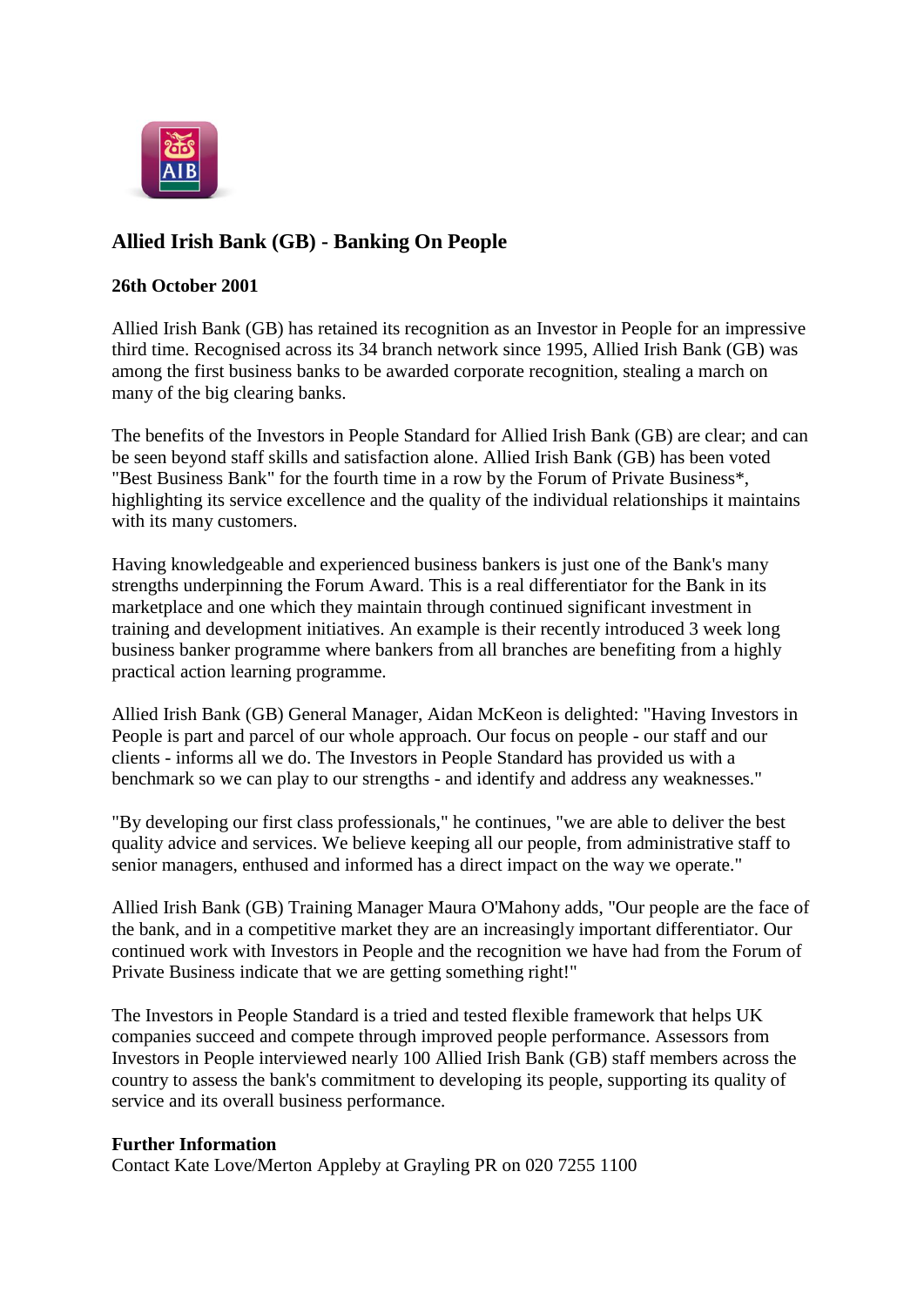## Allied Irish Bank (GB) - Banking On People

**26th October 2001**

Allied Irish Bank (GB) has retained its recognition as an Investor in People for an impressive third time. Recognised across its 34 branch network since 1995, Allied Irish Bank (GB) was among the first business banks to be awarded corporate recognition, stealing a march on many of the big clearing banks.

The benefits of the Investors in People Standard for Allied Irish Bank (GB) are clear; and can be seen beyond staff skills and satisfaction alone. Allied Irish Bank (GB) has been voted "Best Business Bank" for the fourth time in a row by the Forum of Private Business*, highlighting its service excellence and the quality of the individual relationships it maintains with its many customers.

Having knowledgeable and experienced business bankers is just one of the Bank's many strengths underpinning the Forum Award. This is a real differentiator for the Bank in its marketplace and one which they maintain through continued significant investment in training and development initiatives. An example is their recently introduced 3 week long business banker programme where bankers from all branches are benefiting from a highly practical action learning programme.

Allied Irish Bank (GB) General Manager, Aidan McKeon is delighted: "Having Investors in People is part and parcel of our whole approach. Our focus on people - our staff and our clients - informs all we do. The Investors in People Standard has provided us with a benchmark so we can play to our strengths - and identify and address any weaknesses."

"By developing our first class professionals," he continues, "we are able to deliver the best quality advice and services. We believe keeping all our people, from administrative staff to senior managers, enthused and informed has a direct impact on the way we operate."

Allied Irish Bank (GB) Training Manager Maura O'Mahony adds, "Our people are the face of the bank, and in a competitive market they are an increasingly important differentiator. Our continued work with Investors in People and the recognition we have had from the Forum of Private Business indicate that we are getting something right!"

The Investors in People Standard is a tried and tested flexible framework that helps UK companies succeed and compete through improved people performance. Assessors from Investors in People interviewed nearly 100 Allied Irish Bank (GB) staff members across the country to assess the bank's commitment to developing its people, supporting its quality of service and its overall business performance.

**Further Information**
Contact Kate Love/Merton Appleby at Grayling PR on 020 7255 1100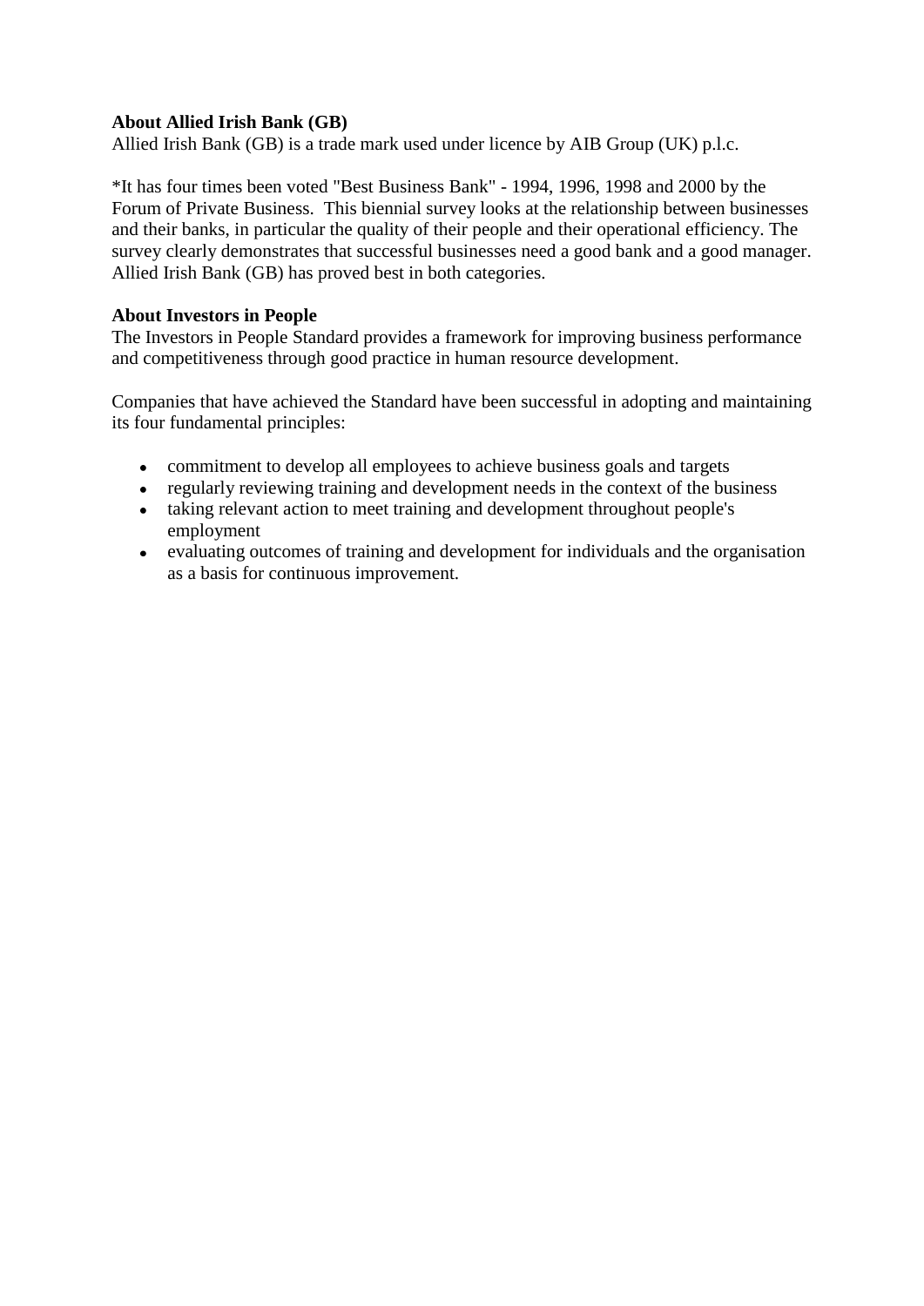**About Allied Irish Bank (GB)**
Allied Irish Bank (GB) is a trade mark used under licence by AIB Group (UK) p.l.c.

*It has four times been voted "Best Business Bank" - 1994, 1996, 1998 and 2000 by the Forum of Private Business. This biennial survey looks at the relationship between businesses and their banks, in particular the quality of their people and their operational efficiency. The survey clearly demonstrates that successful businesses need a good bank and a good manager. Allied Irish Bank (GB) has proved best in both categories.

**About Investors in People**
The Investors in People Standard provides a framework for improving business performance and competitiveness through good practice in human resource development.

Companies that have achieved the Standard have been successful in adopting and maintaining its four fundamental principles:

- commitment to develop all employees to achieve business goals and targets
- regularly reviewing training and development needs in the context of the business
- taking relevant action to meet training and development throughout people's employment
- evaluating outcomes of training and development for individuals and the organisation as a basis for continuous improvement.